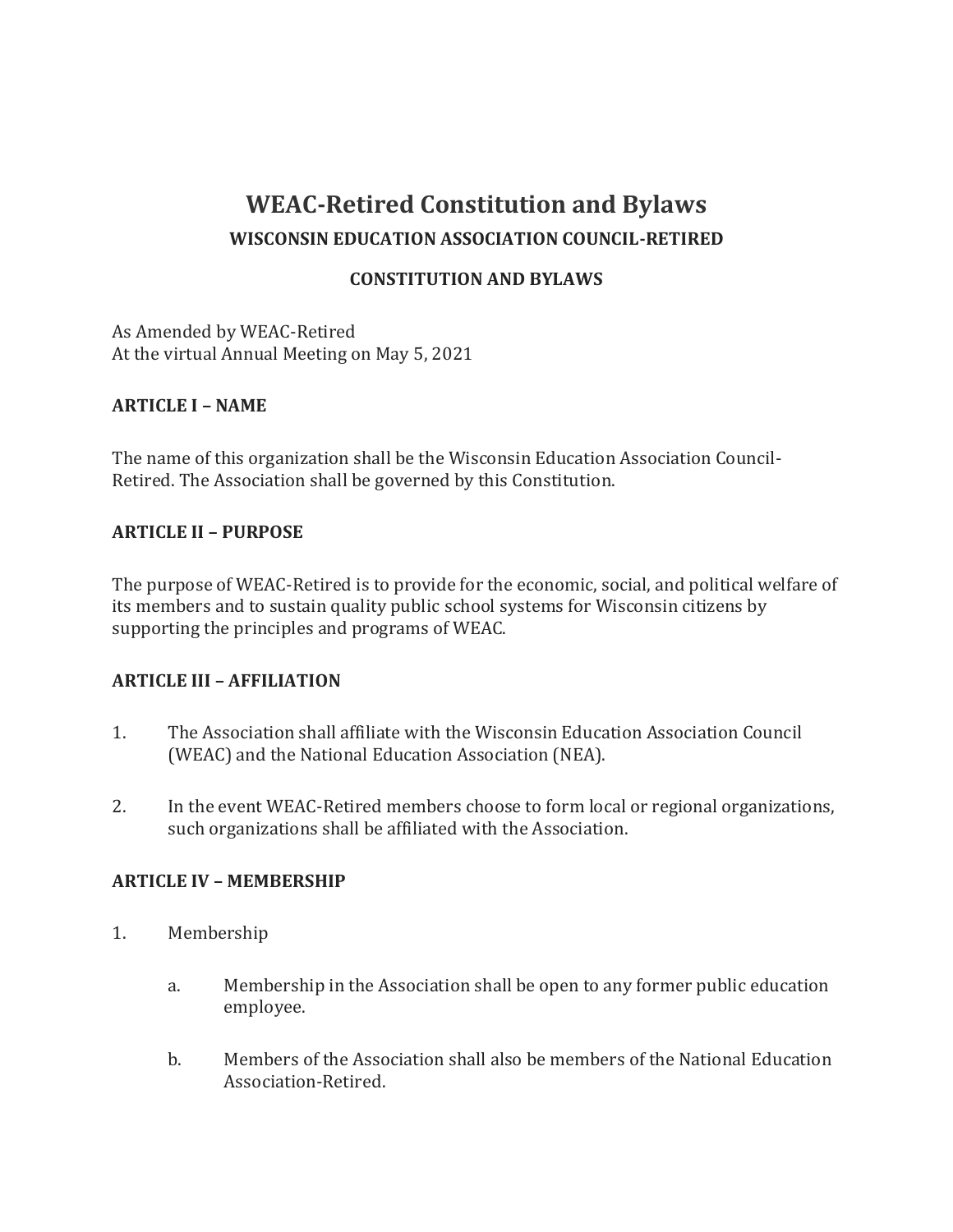# WEAC-Retired Constitution and Bylaws

**WISCONSIN EDUCATION ASSOCIATION COUNCIL-RETIRED**

**CONSTITUTION AND BYLAWS**

As Amended by WEAC-Retired
At the virtual Annual Meeting on May 5, 2021

## ARTICLE I – NAME

The name of this organization shall be the Wisconsin Education Association Council-Retired. The Association shall be governed by this Constitution.

## ARTICLE II – PURPOSE

The purpose of WEAC-Retired is to provide for the economic, social, and political welfare of its members and to sustain quality public school systems for Wisconsin citizens by supporting the principles and programs of WEAC.

## ARTICLE III – AFFILIATION

1. The Association shall affiliate with the Wisconsin Education Association Council (WEAC) and the National Education Association (NEA).

2. In the event WEAC-Retired members choose to form local or regional organizations, such organizations shall be affiliated with the Association.

## ARTICLE IV – MEMBERSHIP

1. Membership

   a. Membership in the Association shall be open to any former public education employee.

   b. Members of the Association shall also be members of the National Education Association-Retired.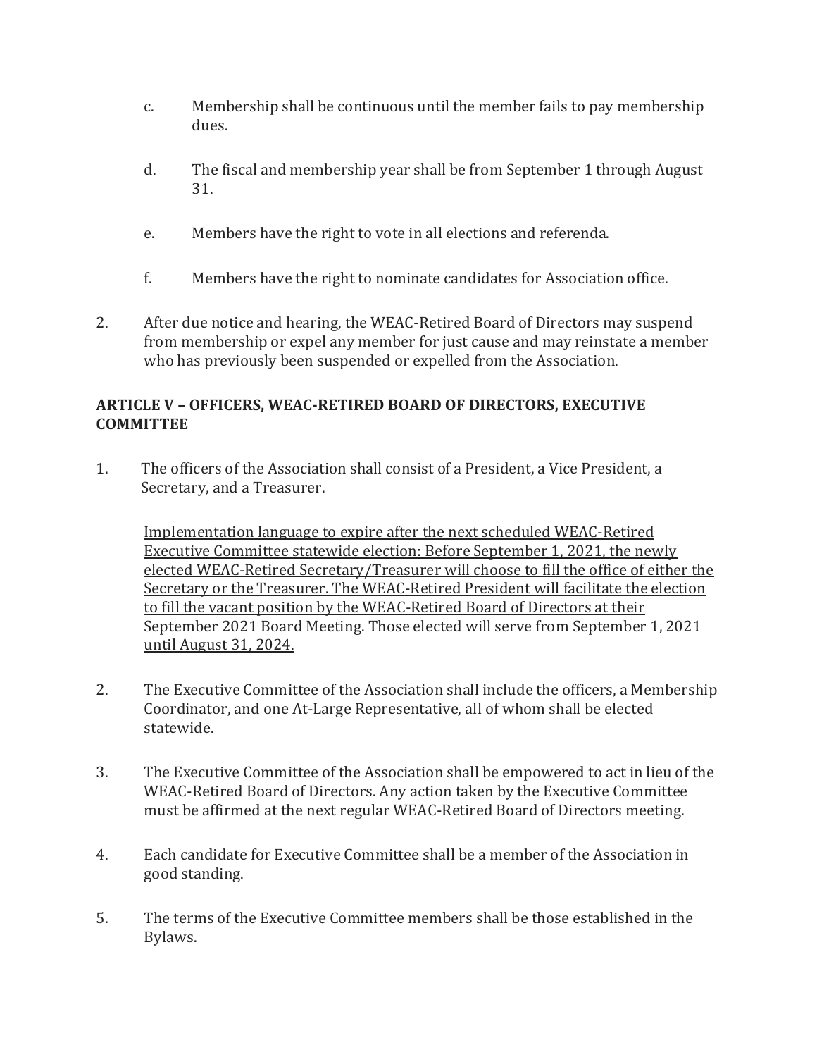c. Membership shall be continuous until the member fails to pay membership dues.

d. The fiscal and membership year shall be from September 1 through August 31.

e. Members have the right to vote in all elections and referenda.

f. Members have the right to nominate candidates for Association office.

2. After due notice and hearing, the WEAC-Retired Board of Directors may suspend from membership or expel any member for just cause and may reinstate a member who has previously been suspended or expelled from the Association.

**ARTICLE V – OFFICERS, WEAC-RETIRED BOARD OF DIRECTORS, EXECUTIVE COMMITTEE**

1. The officers of the Association shall consist of a President, a Vice President, a Secretary, and a Treasurer.

   <u>Implementation language to expire after the next scheduled WEAC-Retired Executive Committee statewide election: Before September 1, 2021, the newly elected WEAC-Retired Secretary/Treasurer will choose to fill the office of either the Secretary or the Treasurer. The WEAC-Retired President will facilitate the election to fill the vacant position by the WEAC-Retired Board of Directors at their September 2021 Board Meeting. Those elected will serve from September 1, 2021 until August 31, 2024.</u>

2. The Executive Committee of the Association shall include the officers, a Membership Coordinator, and one At-Large Representative, all of whom shall be elected statewide.

3. The Executive Committee of the Association shall be empowered to act in lieu of the WEAC-Retired Board of Directors. Any action taken by the Executive Committee must be affirmed at the next regular WEAC-Retired Board of Directors meeting.

4. Each candidate for Executive Committee shall be a member of the Association in good standing.

5. The terms of the Executive Committee members shall be those established in the Bylaws.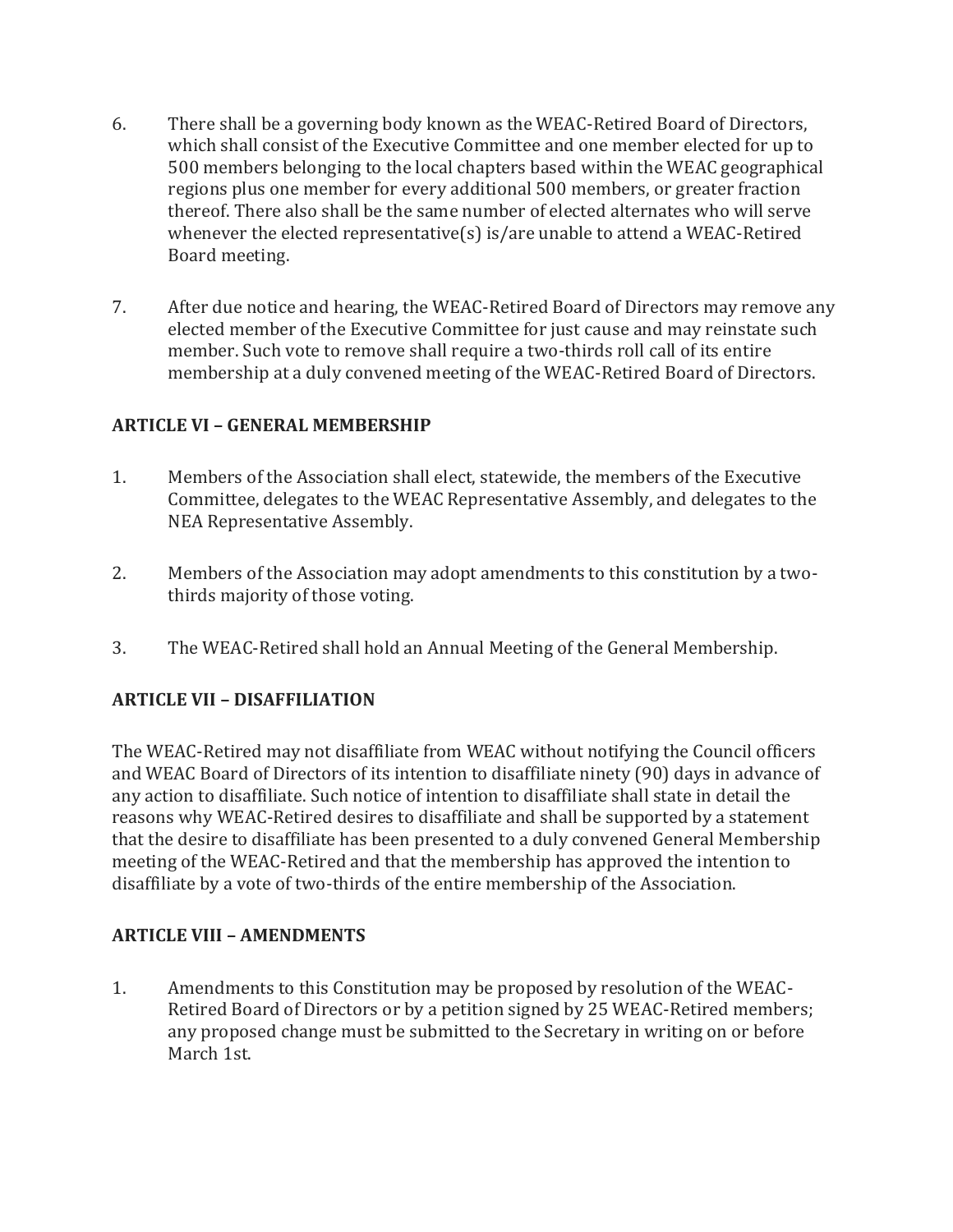6. There shall be a governing body known as the WEAC-Retired Board of Directors, which shall consist of the Executive Committee and one member elected for up to 500 members belonging to the local chapters based within the WEAC geographical regions plus one member for every additional 500 members, or greater fraction thereof. There also shall be the same number of elected alternates who will serve whenever the elected representative(s) is/are unable to attend a WEAC-Retired Board meeting.

7. After due notice and hearing, the WEAC-Retired Board of Directors may remove any elected member of the Executive Committee for just cause and may reinstate such member. Such vote to remove shall require a two-thirds roll call of its entire membership at a duly convened meeting of the WEAC-Retired Board of Directors.

## ARTICLE VI – GENERAL MEMBERSHIP

1. Members of the Association shall elect, statewide, the members of the Executive Committee, delegates to the WEAC Representative Assembly, and delegates to the NEA Representative Assembly.

2. Members of the Association may adopt amendments to this constitution by a two-thirds majority of those voting.

3. The WEAC-Retired shall hold an Annual Meeting of the General Membership.

## ARTICLE VII – DISAFFILIATION

The WEAC-Retired may not disaffiliate from WEAC without notifying the Council officers and WEAC Board of Directors of its intention to disaffiliate ninety (90) days in advance of any action to disaffiliate. Such notice of intention to disaffiliate shall state in detail the reasons why WEAC-Retired desires to disaffiliate and shall be supported by a statement that the desire to disaffiliate has been presented to a duly convened General Membership meeting of the WEAC-Retired and that the membership has approved the intention to disaffiliate by a vote of two-thirds of the entire membership of the Association.

## ARTICLE VIII – AMENDMENTS

1. Amendments to this Constitution may be proposed by resolution of the WEAC-Retired Board of Directors or by a petition signed by 25 WEAC-Retired members; any proposed change must be submitted to the Secretary in writing on or before March 1st.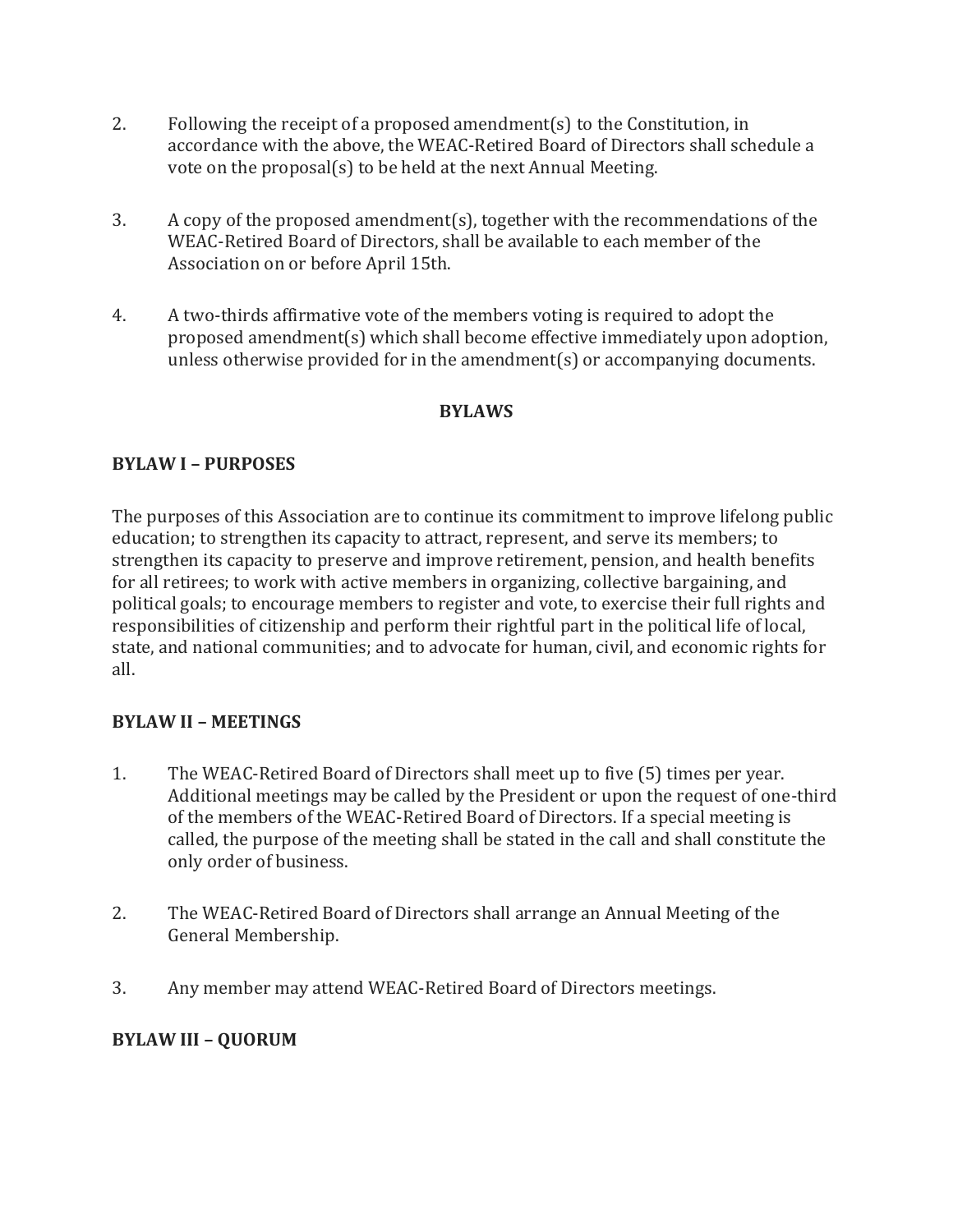2. Following the receipt of a proposed amendment(s) to the Constitution, in accordance with the above, the WEAC-Retired Board of Directors shall schedule a vote on the proposal(s) to be held at the next Annual Meeting.

3. A copy of the proposed amendment(s), together with the recommendations of the WEAC-Retired Board of Directors, shall be available to each member of the Association on or before April 15th.

4. A two-thirds affirmative vote of the members voting is required to adopt the proposed amendment(s) which shall become effective immediately upon adoption, unless otherwise provided for in the amendment(s) or accompanying documents.

## BYLAWS

### BYLAW I – PURPOSES

The purposes of this Association are to continue its commitment to improve lifelong public education; to strengthen its capacity to attract, represent, and serve its members; to strengthen its capacity to preserve and improve retirement, pension, and health benefits for all retirees; to work with active members in organizing, collective bargaining, and political goals; to encourage members to register and vote, to exercise their full rights and responsibilities of citizenship and perform their rightful part in the political life of local, state, and national communities; and to advocate for human, civil, and economic rights for all.

### BYLAW II – MEETINGS

1. The WEAC-Retired Board of Directors shall meet up to five (5) times per year. Additional meetings may be called by the President or upon the request of one-third of the members of the WEAC-Retired Board of Directors. If a special meeting is called, the purpose of the meeting shall be stated in the call and shall constitute the only order of business.

2. The WEAC-Retired Board of Directors shall arrange an Annual Meeting of the General Membership.

3. Any member may attend WEAC-Retired Board of Directors meetings.

### BYLAW III – QUORUM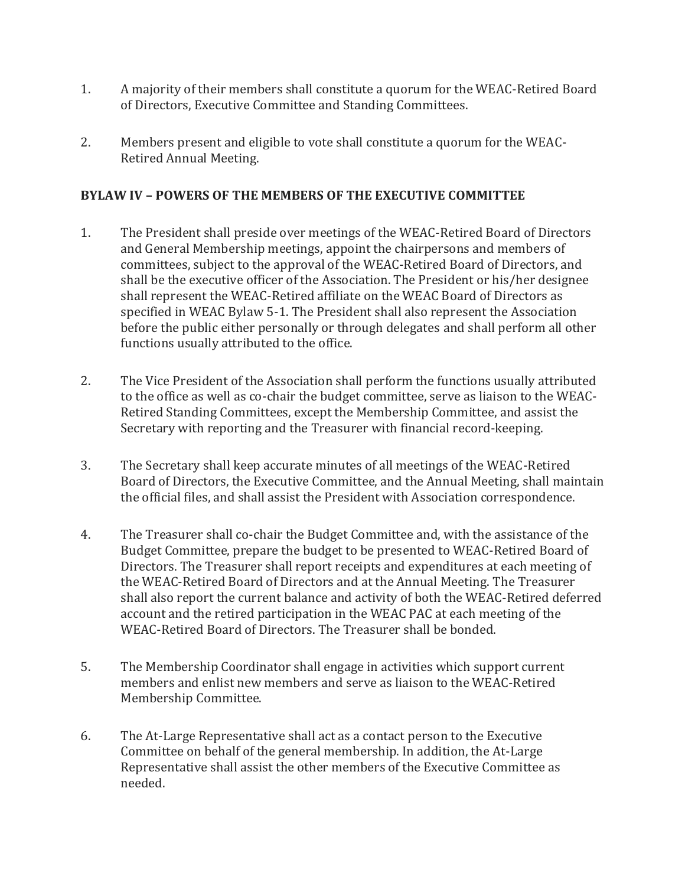1. A majority of their members shall constitute a quorum for the WEAC-Retired Board of Directors, Executive Committee and Standing Committees.

2. Members present and eligible to vote shall constitute a quorum for the WEAC-Retired Annual Meeting.

**BYLAW IV – POWERS OF THE MEMBERS OF THE EXECUTIVE COMMITTEE**

1. The President shall preside over meetings of the WEAC-Retired Board of Directors and General Membership meetings, appoint the chairpersons and members of committees, subject to the approval of the WEAC-Retired Board of Directors, and shall be the executive officer of the Association. The President or his/her designee shall represent the WEAC-Retired affiliate on the WEAC Board of Directors as specified in WEAC Bylaw 5-1. The President shall also represent the Association before the public either personally or through delegates and shall perform all other functions usually attributed to the office.

2. The Vice President of the Association shall perform the functions usually attributed to the office as well as co-chair the budget committee, serve as liaison to the WEAC-Retired Standing Committees, except the Membership Committee, and assist the Secretary with reporting and the Treasurer with financial record-keeping.

3. The Secretary shall keep accurate minutes of all meetings of the WEAC-Retired Board of Directors, the Executive Committee, and the Annual Meeting, shall maintain the official files, and shall assist the President with Association correspondence.

4. The Treasurer shall co-chair the Budget Committee and, with the assistance of the Budget Committee, prepare the budget to be presented to WEAC-Retired Board of Directors. The Treasurer shall report receipts and expenditures at each meeting of the WEAC-Retired Board of Directors and at the Annual Meeting. The Treasurer shall also report the current balance and activity of both the WEAC-Retired deferred account and the retired participation in the WEAC PAC at each meeting of the WEAC-Retired Board of Directors. The Treasurer shall be bonded.

5. The Membership Coordinator shall engage in activities which support current members and enlist new members and serve as liaison to the WEAC-Retired Membership Committee.

6. The At-Large Representative shall act as a contact person to the Executive Committee on behalf of the general membership. In addition, the At-Large Representative shall assist the other members of the Executive Committee as needed.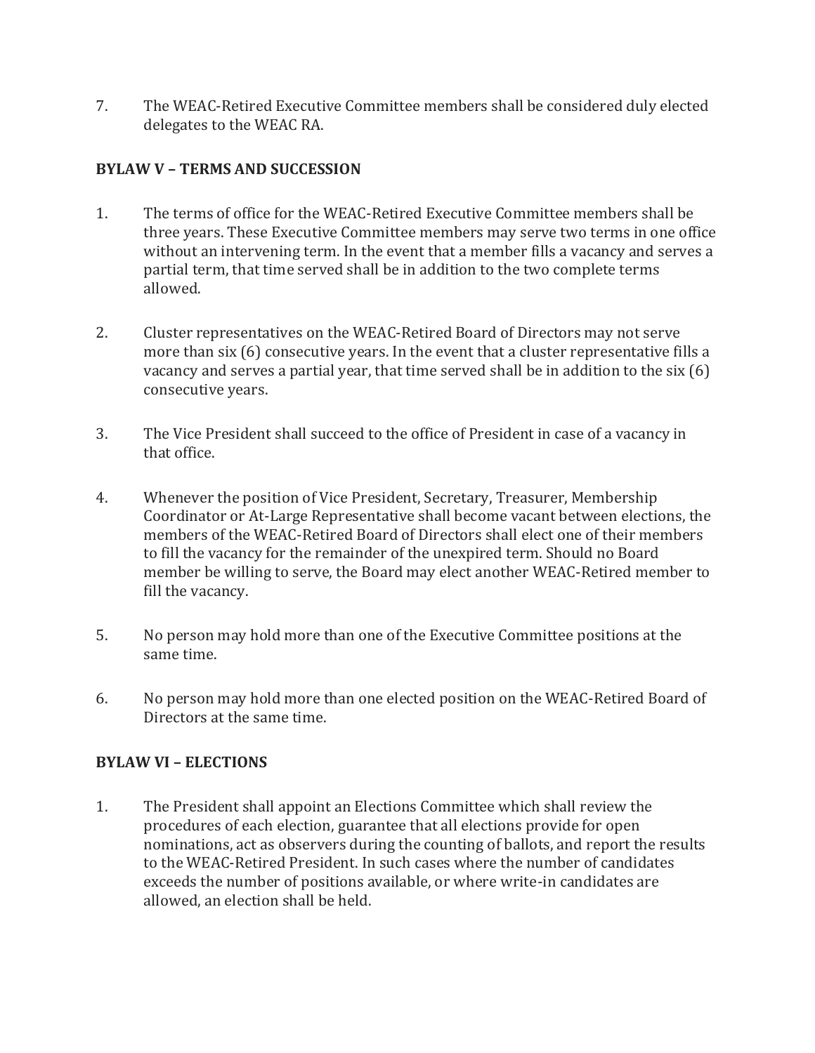7. The WEAC-Retired Executive Committee members shall be considered duly elected delegates to the WEAC RA.

**BYLAW V – TERMS AND SUCCESSION**

1. The terms of office for the WEAC-Retired Executive Committee members shall be three years. These Executive Committee members may serve two terms in one office without an intervening term. In the event that a member fills a vacancy and serves a partial term, that time served shall be in addition to the two complete terms allowed.

2. Cluster representatives on the WEAC-Retired Board of Directors may not serve more than six (6) consecutive years. In the event that a cluster representative fills a vacancy and serves a partial year, that time served shall be in addition to the six (6) consecutive years.

3. The Vice President shall succeed to the office of President in case of a vacancy in that office.

4. Whenever the position of Vice President, Secretary, Treasurer, Membership Coordinator or At-Large Representative shall become vacant between elections, the members of the WEAC-Retired Board of Directors shall elect one of their members to fill the vacancy for the remainder of the unexpired term. Should no Board member be willing to serve, the Board may elect another WEAC-Retired member to fill the vacancy.

5. No person may hold more than one of the Executive Committee positions at the same time.

6. No person may hold more than one elected position on the WEAC-Retired Board of Directors at the same time.

**BYLAW VI – ELECTIONS**

1. The President shall appoint an Elections Committee which shall review the procedures of each election, guarantee that all elections provide for open nominations, act as observers during the counting of ballots, and report the results to the WEAC-Retired President. In such cases where the number of candidates exceeds the number of positions available, or where write-in candidates are allowed, an election shall be held.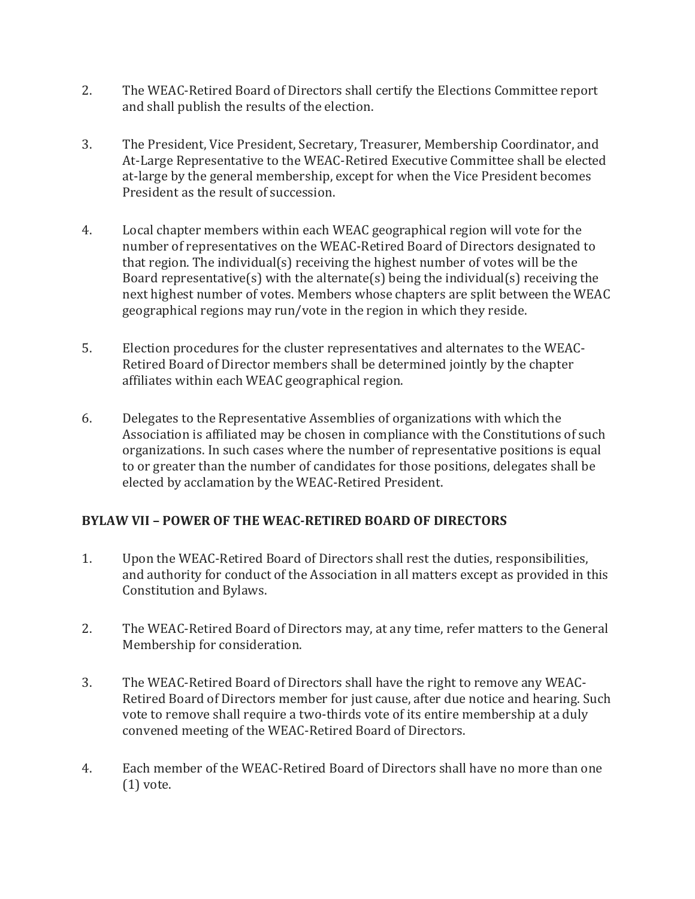2. The WEAC-Retired Board of Directors shall certify the Elections Committee report and shall publish the results of the election.

3. The President, Vice President, Secretary, Treasurer, Membership Coordinator, and At-Large Representative to the WEAC-Retired Executive Committee shall be elected at-large by the general membership, except for when the Vice President becomes President as the result of succession.

4. Local chapter members within each WEAC geographical region will vote for the number of representatives on the WEAC-Retired Board of Directors designated to that region. The individual(s) receiving the highest number of votes will be the Board representative(s) with the alternate(s) being the individual(s) receiving the next highest number of votes. Members whose chapters are split between the WEAC geographical regions may run/vote in the region in which they reside.

5. Election procedures for the cluster representatives and alternates to the WEAC-Retired Board of Director members shall be determined jointly by the chapter affiliates within each WEAC geographical region.

6. Delegates to the Representative Assemblies of organizations with which the Association is affiliated may be chosen in compliance with the Constitutions of such organizations. In such cases where the number of representative positions is equal to or greater than the number of candidates for those positions, delegates shall be elected by acclamation by the WEAC-Retired President.

## BYLAW VII – POWER OF THE WEAC-RETIRED BOARD OF DIRECTORS

1. Upon the WEAC-Retired Board of Directors shall rest the duties, responsibilities, and authority for conduct of the Association in all matters except as provided in this Constitution and Bylaws.

2. The WEAC-Retired Board of Directors may, at any time, refer matters to the General Membership for consideration.

3. The WEAC-Retired Board of Directors shall have the right to remove any WEAC-Retired Board of Directors member for just cause, after due notice and hearing. Such vote to remove shall require a two-thirds vote of its entire membership at a duly convened meeting of the WEAC-Retired Board of Directors.

4. Each member of the WEAC-Retired Board of Directors shall have no more than one (1) vote.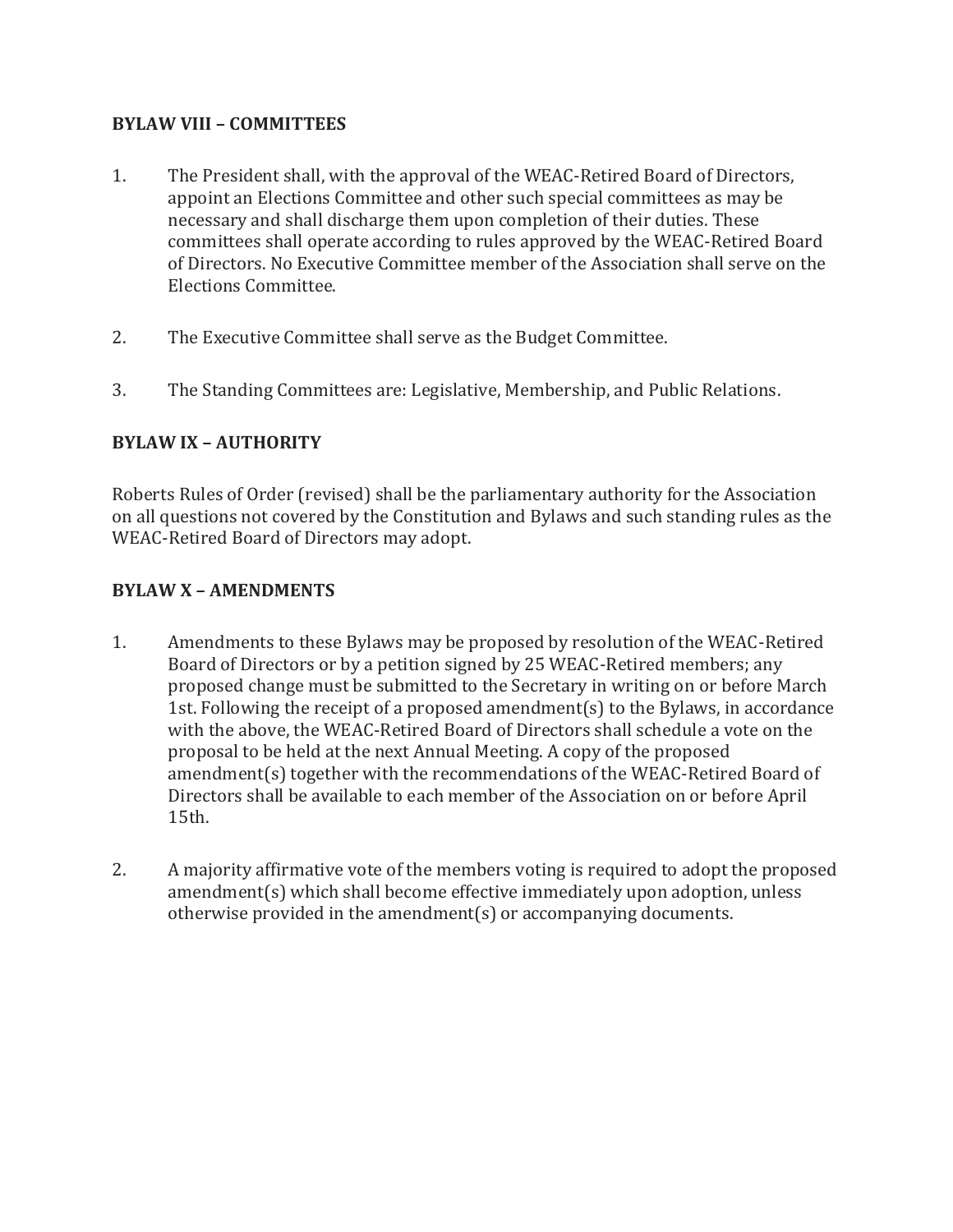**BYLAW VIII – COMMITTEES**

1. The President shall, with the approval of the WEAC-Retired Board of Directors, appoint an Elections Committee and other such special committees as may be necessary and shall discharge them upon completion of their duties. These committees shall operate according to rules approved by the WEAC-Retired Board of Directors. No Executive Committee member of the Association shall serve on the Elections Committee.

2. The Executive Committee shall serve as the Budget Committee.

3. The Standing Committees are: Legislative, Membership, and Public Relations.

**BYLAW IX – AUTHORITY**

Roberts Rules of Order (revised) shall be the parliamentary authority for the Association on all questions not covered by the Constitution and Bylaws and such standing rules as the WEAC-Retired Board of Directors may adopt.

**BYLAW X – AMENDMENTS**

1. Amendments to these Bylaws may be proposed by resolution of the WEAC-Retired Board of Directors or by a petition signed by 25 WEAC-Retired members; any proposed change must be submitted to the Secretary in writing on or before March 1st. Following the receipt of a proposed amendment(s) to the Bylaws, in accordance with the above, the WEAC-Retired Board of Directors shall schedule a vote on the proposal to be held at the next Annual Meeting. A copy of the proposed amendment(s) together with the recommendations of the WEAC-Retired Board of Directors shall be available to each member of the Association on or before April 15th.

2. A majority affirmative vote of the members voting is required to adopt the proposed amendment(s) which shall become effective immediately upon adoption, unless otherwise provided in the amendment(s) or accompanying documents.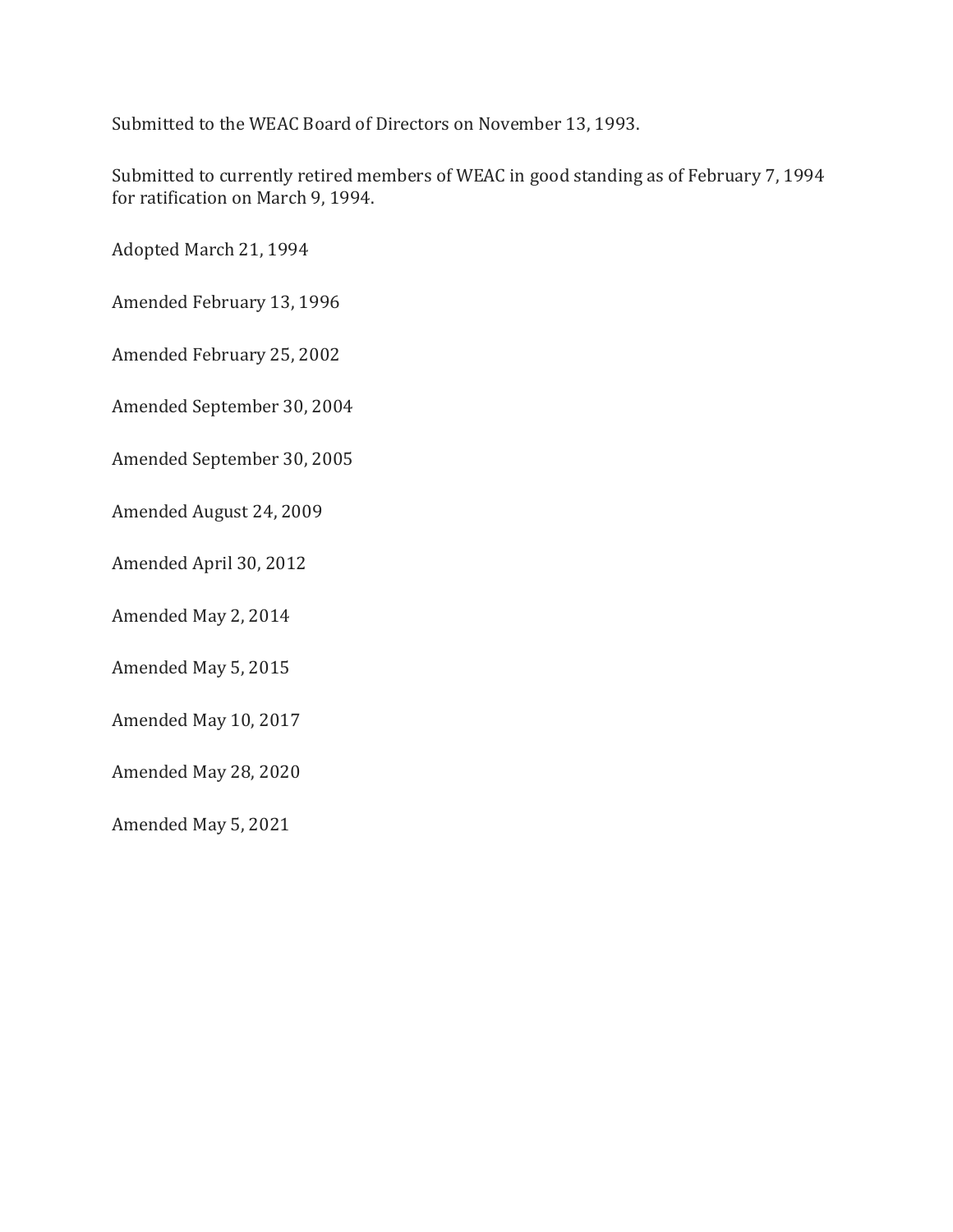Submitted to the WEAC Board of Directors on November 13, 1993.

Submitted to currently retired members of WEAC in good standing as of February 7, 1994 for ratification on March 9, 1994.

Adopted March 21, 1994

Amended February 13, 1996

Amended February 25, 2002

Amended September 30, 2004

Amended September 30, 2005

Amended August 24, 2009

Amended April 30, 2012

Amended May 2, 2014

Amended May 5, 2015

Amended May 10, 2017

Amended May 28, 2020

Amended May 5, 2021